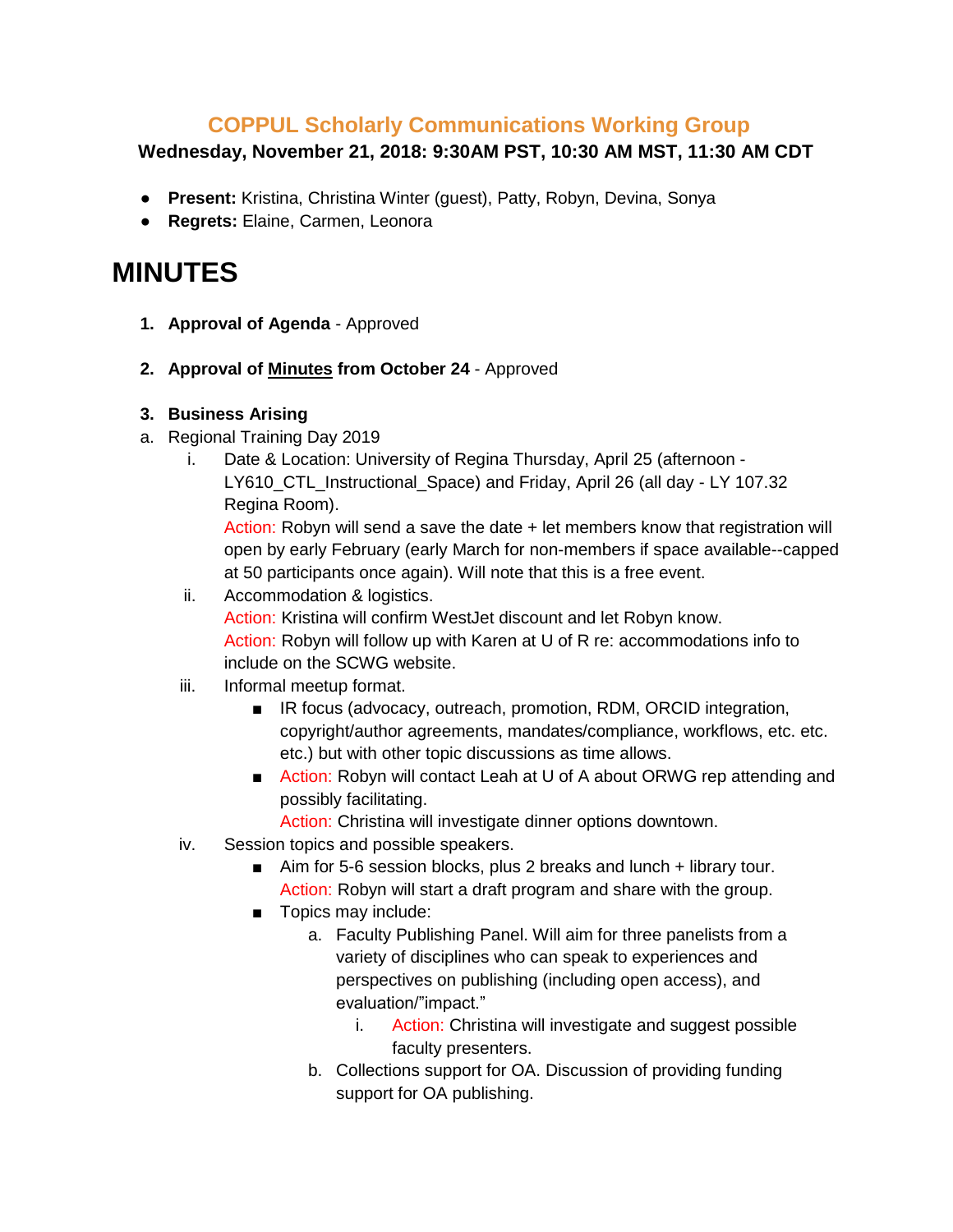## COPPUL Scholarly Communications Working Group

**Wednesday, November 21, 2018: 9:30AM PST, 10:30 AM MST, 11:30 AM CDT**

- **Present:** Kristina, Christina Winter (guest), Patty, Robyn, Devina, Sonya
- **Regrets:** Elaine, Carmen, Leonora

# MINUTES

1. **Approval of Agenda** - Approved

2. **Approval of Minutes from October 24** - Approved

3. **Business Arising**

a. Regional Training Day 2019

   i. Date & Location: University of Regina Thursday, April 25 (afternoon - LY610_CTL_Instructional_Space) and Friday, April 26 (all day - LY 107.32 Regina Room).
   Action: Robyn will send a save the date + let members know that registration will open by early February (early March for non-members if space available--capped at 50 participants once again). Will note that this is a free event.

   ii. Accommodation & logistics.
   Action: Kristina will confirm WestJet discount and let Robyn know.
   Action: Robyn will follow up with Karen at U of R re: accommodations info to include on the SCWG website.

   iii. Informal meetup format.
   - IR focus (advocacy, outreach, promotion, RDM, ORCID integration, copyright/author agreements, mandates/compliance, workflows, etc. etc. etc.) but with other topic discussions as time allows.
   - Action: Robyn will contact Leah at U of A about ORWG rep attending and possibly facilitating.
     Action: Christina will investigate dinner options downtown.

   iv. Session topics and possible speakers.
   - Aim for 5-6 session blocks, plus 2 breaks and lunch + library tour.
     Action: Robyn will start a draft program and share with the group.
   - Topics may include:
     a. Faculty Publishing Panel. Will aim for three panelists from a variety of disciplines who can speak to experiences and perspectives on publishing (including open access), and evaluation/"impact."
        i. Action: Christina will investigate and suggest possible faculty presenters.
     b. Collections support for OA. Discussion of providing funding support for OA publishing.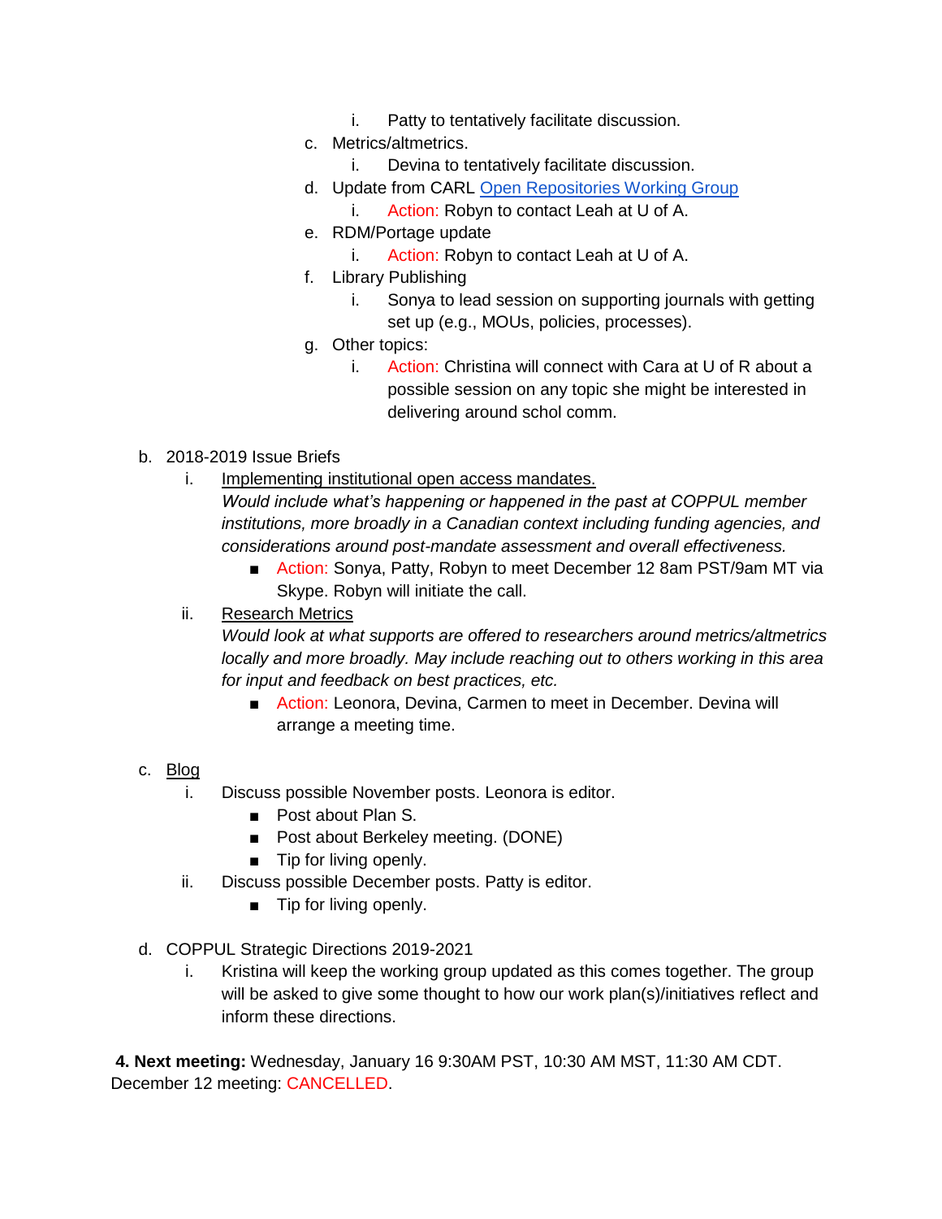i. Patty to tentatively facilitate discussion.

   c. Metrics/altmetrics.
      i. Devina to tentatively facilitate discussion.
   d. Update from CARL Open Repositories Working Group
      i. Action: Robyn to contact Leah at U of A.
   e. RDM/Portage update
      i. Action: Robyn to contact Leah at U of A.
   f. Library Publishing
      i. Sonya to lead session on supporting journals with getting set up (e.g., MOUs, policies, processes).
   g. Other topics:
      i. Action: Christina will connect with Cara at U of R about a possible session on any topic she might be interested in delivering around schol comm.

b. 2018-2019 Issue Briefs
   i. Implementing institutional open access mandates.
      *Would include what's happening or happened in the past at COPPUL member institutions, more broadly in a Canadian context including funding agencies, and considerations around post-mandate assessment and overall effectiveness.*
      - Action: Sonya, Patty, Robyn to meet December 12 8am PST/9am MT via Skype. Robyn will initiate the call.
   ii. Research Metrics
      *Would look at what supports are offered to researchers around metrics/altmetrics locally and more broadly. May include reaching out to others working in this area for input and feedback on best practices, etc.*
      - Action: Leonora, Devina, Carmen to meet in December. Devina will arrange a meeting time.

c. Blog
   i. Discuss possible November posts. Leonora is editor.
      - Post about Plan S.
      - Post about Berkeley meeting. (DONE)
      - Tip for living openly.
   ii. Discuss possible December posts. Patty is editor.
      - Tip for living openly.

d. COPPUL Strategic Directions 2019-2021
   i. Kristina will keep the working group updated as this comes together. The group will be asked to give some thought to how our work plan(s)/initiatives reflect and inform these directions.

**4. Next meeting:** Wednesday, January 16 9:30AM PST, 10:30 AM MST, 11:30 AM CDT.
December 12 meeting: CANCELLED.